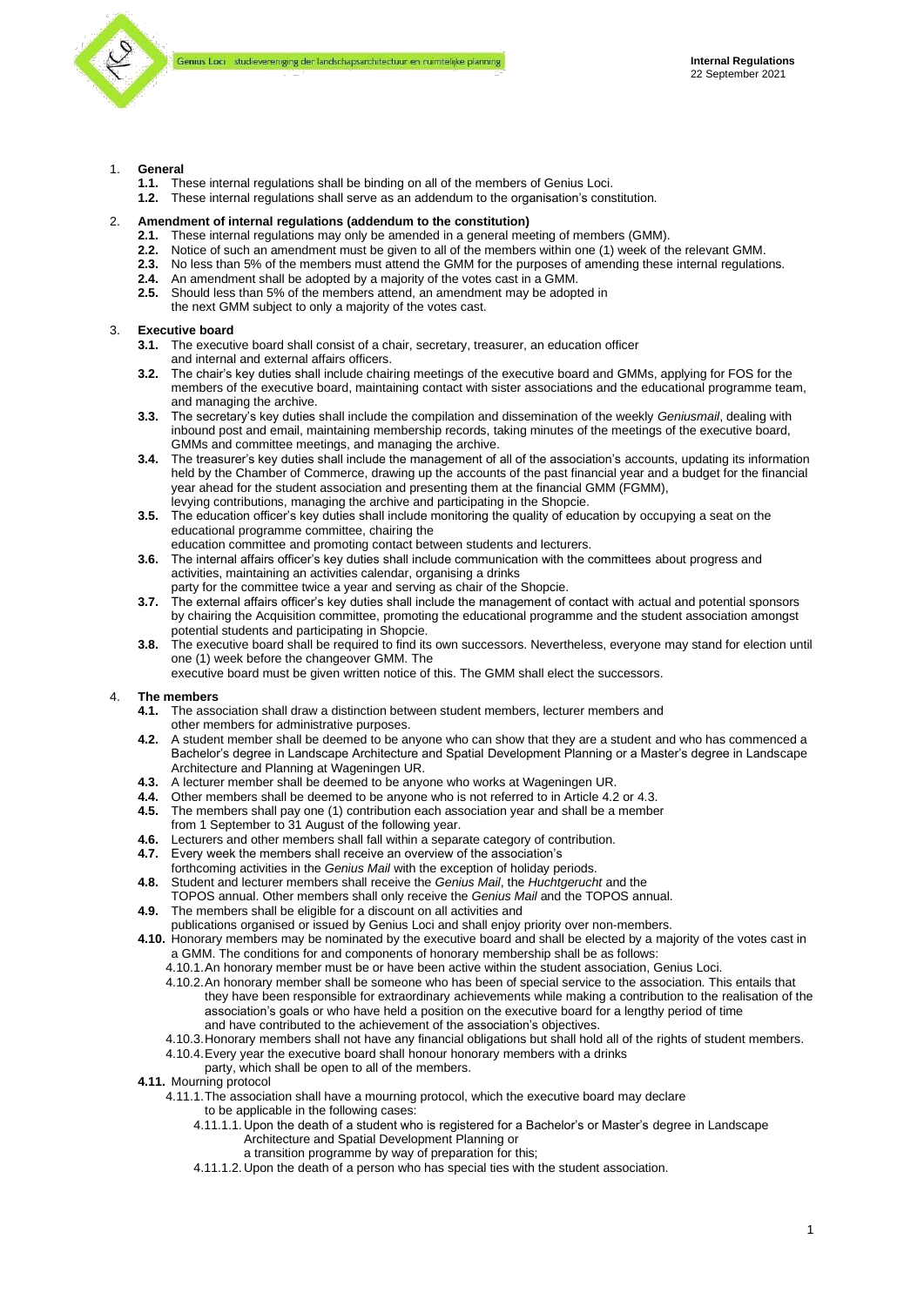# Internal Regulations

22 September 2021

1. **General**
   - **1.1.** These internal regulations shall be binding on all of the members of Genius Loci.
   - **1.2.** These internal regulations shall serve as an addendum to the organisation's constitution.

2. **Amendment of internal regulations (addendum to the constitution)**
   - **2.1.** These internal regulations may only be amended in a general meeting of members (GMM).
   - **2.2.** Notice of such an amendment must be given to all of the members within one (1) week of the relevant GMM.
   - **2.3.** No less than 5% of the members must attend the GMM for the purposes of amending these internal regulations.
   - **2.4.** An amendment shall be adopted by a majority of the votes cast in a GMM.
   - **2.5.** Should less than 5% of the members attend, an amendment may be adopted in the next GMM subject to only a majority of the votes cast.

3. **Executive board**
   - **3.1.** The executive board shall consist of a chair, secretary, treasurer, an education officer and internal and external affairs officers.
   - **3.2.** The chair's key duties shall include chairing meetings of the executive board and GMMs, applying for FOS for the members of the executive board, maintaining contact with sister associations and the educational programme team, and managing the archive.
   - **3.3.** The secretary's key duties shall include the compilation and dissemination of the weekly *Geniusmail*, dealing with inbound post and email, maintaining membership records, taking minutes of the meetings of the executive board, GMMs and committee meetings, and managing the archive.
   - **3.4.** The treasurer's key duties shall include the management of all of the association's accounts, updating its information held by the Chamber of Commerce, drawing up the accounts of the past financial year and a budget for the financial year ahead for the student association and presenting them at the financial GMM (FGMM), levying contributions, managing the archive and participating in the Shopcie.
   - **3.5.** The education officer's key duties shall include monitoring the quality of education by occupying a seat on the educational programme committee, chairing the education committee and promoting contact between students and lecturers.
   - **3.6.** The internal affairs officer's key duties shall include communication with the committees about progress and activities, maintaining an activities calendar, organising a drinks party for the committee twice a year and serving as chair of the Shopcie.
   - **3.7.** The external affairs officer's key duties shall include the management of contact with actual and potential sponsors by chairing the Acquisition committee, promoting the educational programme and the student association amongst potential students and participating in Shopcie.
   - **3.8.** The executive board shall be required to find its own successors. Nevertheless, everyone may stand for election until one (1) week before the changeover GMM. The executive board must be given written notice of this. The GMM shall elect the successors.

4. **The members**
   - **4.1.** The association shall draw a distinction between student members, lecturer members and other members for administrative purposes.
   - **4.2.** A student member shall be deemed to be anyone who can show that they are a student and who has commenced a Bachelor's degree in Landscape Architecture and Spatial Development Planning or a Master's degree in Landscape Architecture and Planning at Wageningen UR.
   - **4.3.** A lecturer member shall be deemed to be anyone who works at Wageningen UR.
   - **4.4.** Other members shall be deemed to be anyone who is not referred to in Article 4.2 or 4.3.
   - **4.5.** The members shall pay one (1) contribution each association year and shall be a member from 1 September to 31 August of the following year.
   - **4.6.** Lecturers and other members shall fall within a separate category of contribution.
   - **4.7.** Every week the members shall receive an overview of the association's forthcoming activities in the *Genius Mail* with the exception of holiday periods.
   - **4.8.** Student and lecturer members shall receive the *Genius Mail*, the *Huchtgerucht* and the TOPOS annual. Other members shall only receive the *Genius Mail* and the TOPOS annual.
   - **4.9.** The members shall be eligible for a discount on all activities and publications organised or issued by Genius Loci and shall enjoy priority over non-members.
   - **4.10.** Honorary members may be nominated by the executive board and shall be elected by a majority of the votes cast in a GMM. The conditions for and components of honorary membership shall be as follows:
     - 4.10.1. An honorary member must be or have been active within the student association, Genius Loci.
     - 4.10.2. An honorary member shall be someone who has been of special service to the association. This entails that they have been responsible for extraordinary achievements while making a contribution to the realisation of the association's goals or who have held a position on the executive board for a lengthy period of time and have contributed to the achievement of the association's objectives.
     - 4.10.3. Honorary members shall not have any financial obligations but shall hold all of the rights of student members.
     - 4.10.4. Every year the executive board shall honour honorary members with a drinks party, which shall be open to all of the members.
   - **4.11.** Mourning protocol
     - 4.11.1. The association shall have a mourning protocol, which the executive board may declare to be applicable in the following cases:
       - 4.11.1.1. Upon the death of a student who is registered for a Bachelor's or Master's degree in Landscape Architecture and Spatial Development Planning or a transition programme by way of preparation for this;
       - 4.11.1.2. Upon the death of a person who has special ties with the student association.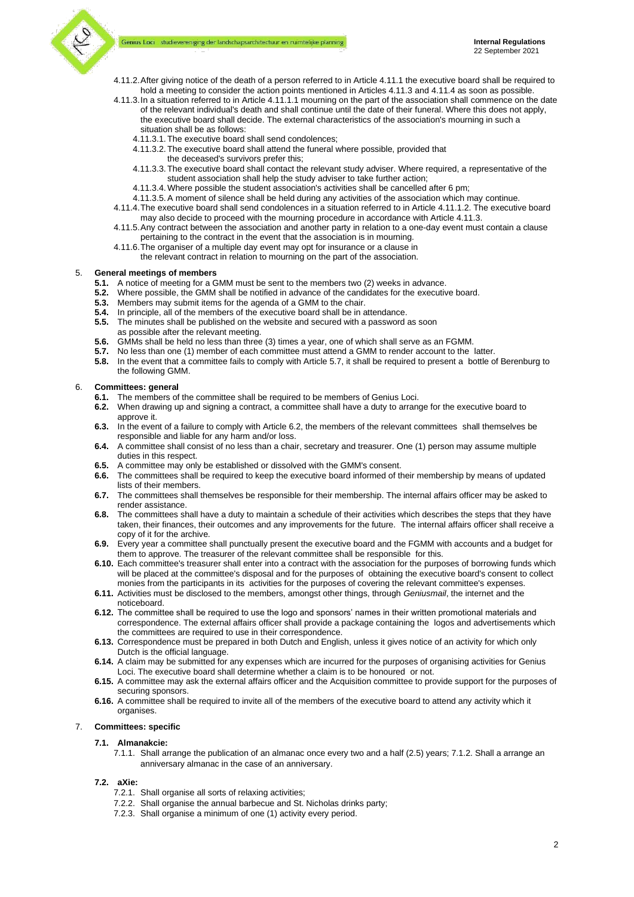4.11.2. After giving notice of the death of a person referred to in Article 4.11.1 the executive board shall be required to hold a meeting to consider the action points mentioned in Articles 4.11.3 and 4.11.4 as soon as possible.

4.11.3. In a situation referred to in Article 4.11.1.1 mourning on the part of the association shall commence on the date of the relevant individual's death and shall continue until the date of their funeral. Where this does not apply, the executive board shall decide. The external characteristics of the association's mourning in such a situation shall be as follows:

- 4.11.3.1. The executive board shall send condolences;
- 4.11.3.2. The executive board shall attend the funeral where possible, provided that the deceased's survivors prefer this;
- 4.11.3.3. The executive board shall contact the relevant study adviser. Where required, a representative of the student association shall help the study adviser to take further action;
- 4.11.3.4. Where possible the student association's activities shall be cancelled after 6 pm;
- 4.11.3.5. A moment of silence shall be held during any activities of the association which may continue.

4.11.4. The executive board shall send condolences in a situation referred to in Article 4.11.1.2. The executive board may also decide to proceed with the mourning procedure in accordance with Article 4.11.3.

4.11.5. Any contract between the association and another party in relation to a one-day event must contain a clause pertaining to the contract in the event that the association is in mourning.

4.11.6. The organiser of a multiple day event may opt for insurance or a clause in the relevant contract in relation to mourning on the part of the association.

## 5. General meetings of members

- **5.1.** A notice of meeting for a GMM must be sent to the members two (2) weeks in advance.
- **5.2.** Where possible, the GMM shall be notified in advance of the candidates for the executive board.
- **5.3.** Members may submit items for the agenda of a GMM to the chair.
- **5.4.** In principle, all of the members of the executive board shall be in attendance.
- **5.5.** The minutes shall be published on the website and secured with a password as soon as possible after the relevant meeting.
- **5.6.** GMMs shall be held no less than three (3) times a year, one of which shall serve as an FGMM.
- **5.7.** No less than one (1) member of each committee must attend a GMM to render account to the latter.
- **5.8.** In the event that a committee fails to comply with Article 5.7, it shall be required to present a bottle of Berenburg to the following GMM.

## 6. Committees: general

- **6.1.** The members of the committee shall be required to be members of Genius Loci.
- **6.2.** When drawing up and signing a contract, a committee shall have a duty to arrange for the executive board to approve it.
- **6.3.** In the event of a failure to comply with Article 6.2, the members of the relevant committees shall themselves be responsible and liable for any harm and/or loss.
- **6.4.** A committee shall consist of no less than a chair, secretary and treasurer. One (1) person may assume multiple duties in this respect.
- **6.5.** A committee may only be established or dissolved with the GMM's consent.
- **6.6.** The committees shall be required to keep the executive board informed of their membership by means of updated lists of their members.
- **6.7.** The committees shall themselves be responsible for their membership. The internal affairs officer may be asked to render assistance.
- **6.8.** The committees shall have a duty to maintain a schedule of their activities which describes the steps that they have taken, their finances, their outcomes and any improvements for the future. The internal affairs officer shall receive a copy of it for the archive.
- **6.9.** Every year a committee shall punctually present the executive board and the FGMM with accounts and a budget for them to approve. The treasurer of the relevant committee shall be responsible for this.
- **6.10.** Each committee's treasurer shall enter into a contract with the association for the purposes of borrowing funds which will be placed at the committee's disposal and for the purposes of obtaining the executive board's consent to collect monies from the participants in its activities for the purposes of covering the relevant committee's expenses.
- **6.11.** Activities must be disclosed to the members, amongst other things, through *Geniusmail*, the internet and the noticeboard.
- **6.12.** The committee shall be required to use the logo and sponsors' names in their written promotional materials and correspondence. The external affairs officer shall provide a package containing the logos and advertisements which the committees are required to use in their correspondence.
- **6.13.** Correspondence must be prepared in both Dutch and English, unless it gives notice of an activity for which only Dutch is the official language.
- **6.14.** A claim may be submitted for any expenses which are incurred for the purposes of organising activities for Genius Loci. The executive board shall determine whether a claim is to be honoured or not.
- **6.15.** A committee may ask the external affairs officer and the Acquisition committee to provide support for the purposes of securing sponsors.
- **6.16.** A committee shall be required to invite all of the members of the executive board to attend any activity which it organises.

## 7. Committees: specific

### 7.1. Almanakcie:

7.1.1. Shall arrange the publication of an almanac once every two and a half (2.5) years; 7.1.2. Shall a arrange an anniversary almanac in the case of an anniversary.

### 7.2. aXie:

- 7.2.1. Shall organise all sorts of relaxing activities;
- 7.2.2. Shall organise the annual barbecue and St. Nicholas drinks party;
- 7.2.3. Shall organise a minimum of one (1) activity every period.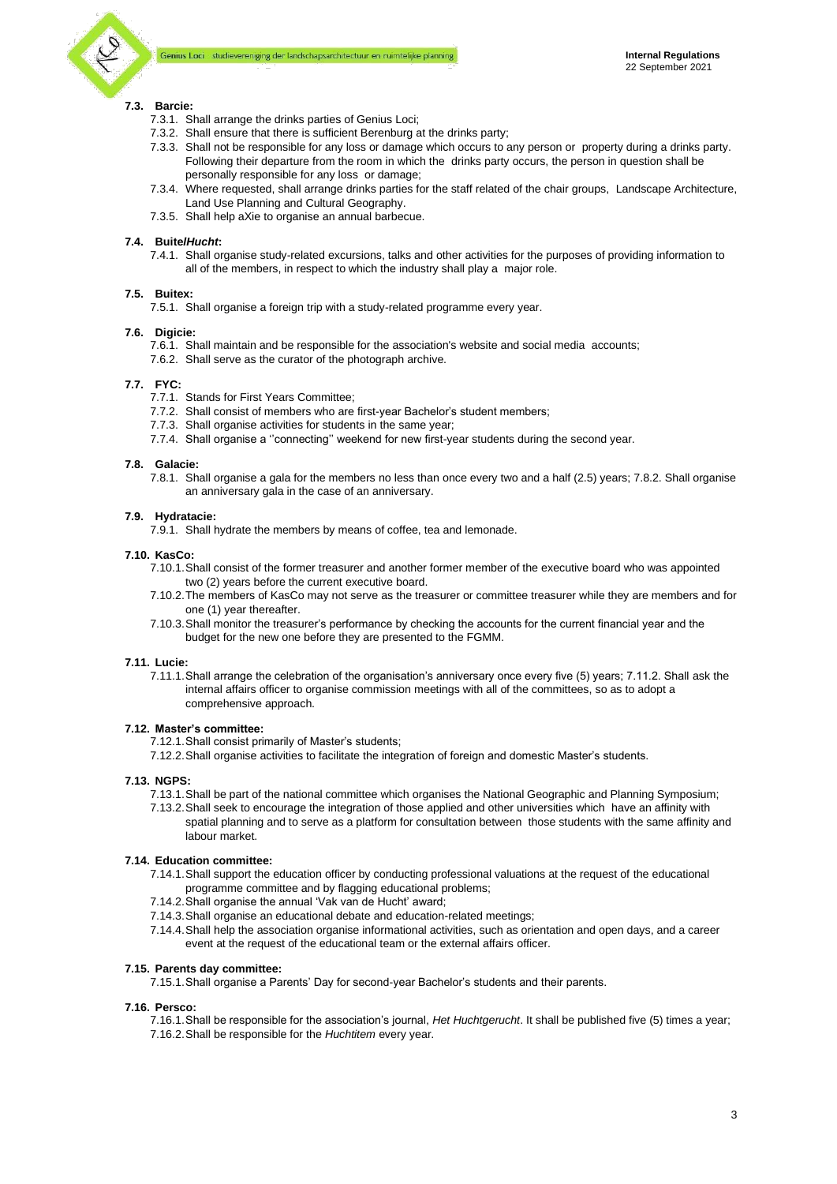### 7.3. Barcie:

7.3.1. Shall arrange the drinks parties of Genius Loci;
7.3.2. Shall ensure that there is sufficient Berenburg at the drinks party;
7.3.3. Shall not be responsible for any loss or damage which occurs to any person or property during a drinks party. Following their departure from the room in which the drinks party occurs, the person in question shall be personally responsible for any loss or damage;
7.3.4. Where requested, shall arrange drinks parties for the staff related of the chair groups, Landscape Architecture, Land Use Planning and Cultural Geography.
7.3.5. Shall help aXie to organise an annual barbecue.

### 7.4. Buite/*Hucht*:

7.4.1. Shall organise study-related excursions, talks and other activities for the purposes of providing information to all of the members, in respect to which the industry shall play a major role.

### 7.5. Buitex:

7.5.1. Shall organise a foreign trip with a study-related programme every year.

### 7.6. Digicie:

7.6.1. Shall maintain and be responsible for the association's website and social media accounts;
7.6.2. Shall serve as the curator of the photograph archive.

### 7.7. FYC:

7.7.1. Stands for First Years Committee;
7.7.2. Shall consist of members who are first-year Bachelor's student members;
7.7.3. Shall organise activities for students in the same year;
7.7.4. Shall organise a ''connecting'' weekend for new first-year students during the second year.

### 7.8. Galacie:

7.8.1. Shall organise a gala for the members no less than once every two and a half (2.5) years; 7.8.2. Shall organise an anniversary gala in the case of an anniversary.

### 7.9. Hydratacie:

7.9.1. Shall hydrate the members by means of coffee, tea and lemonade.

### 7.10. KasCo:

7.10.1. Shall consist of the former treasurer and another former member of the executive board who was appointed two (2) years before the current executive board.
7.10.2. The members of KasCo may not serve as the treasurer or committee treasurer while they are members and for one (1) year thereafter.
7.10.3. Shall monitor the treasurer's performance by checking the accounts for the current financial year and the budget for the new one before they are presented to the FGMM.

### 7.11. Lucie:

7.11.1. Shall arrange the celebration of the organisation's anniversary once every five (5) years; 7.11.2. Shall ask the internal affairs officer to organise commission meetings with all of the committees, so as to adopt a comprehensive approach.

### 7.12. Master's committee:

7.12.1. Shall consist primarily of Master's students;
7.12.2. Shall organise activities to facilitate the integration of foreign and domestic Master's students.

### 7.13. NGPS:

7.13.1. Shall be part of the national committee which organises the National Geographic and Planning Symposium;
7.13.2. Shall seek to encourage the integration of those applied and other universities which have an affinity with spatial planning and to serve as a platform for consultation between those students with the same affinity and labour market.

### 7.14. Education committee:

7.14.1. Shall support the education officer by conducting professional valuations at the request of the educational programme committee and by flagging educational problems;
7.14.2. Shall organise the annual 'Vak van de Hucht' award;
7.14.3. Shall organise an educational debate and education-related meetings;
7.14.4. Shall help the association organise informational activities, such as orientation and open days, and a career event at the request of the educational team or the external affairs officer.

### 7.15. Parents day committee:

7.15.1. Shall organise a Parents' Day for second-year Bachelor's students and their parents.

### 7.16. Persco:

7.16.1. Shall be responsible for the association's journal, *Het Huchtgerucht*. It shall be published five (5) times a year;
7.16.2. Shall be responsible for the *Huchtitem* every year.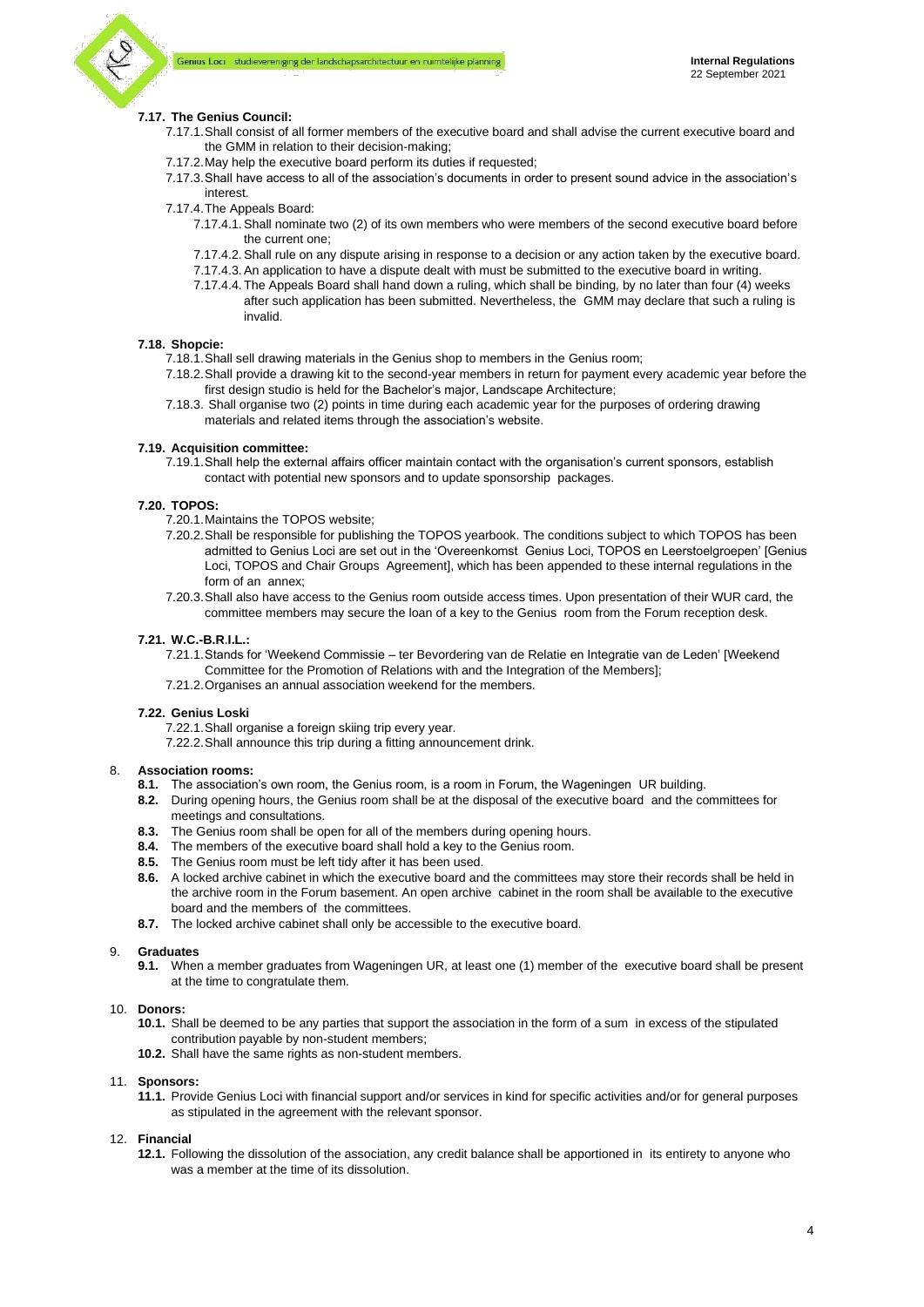**7.17. The Genius Council:**

7.17.1. Shall consist of all former members of the executive board and shall advise the current executive board and the GMM in relation to their decision-making;

7.17.2. May help the executive board perform its duties if requested;

7.17.3. Shall have access to all of the association's documents in order to present sound advice in the association's interest.

7.17.4. The Appeals Board:

7.17.4.1. Shall nominate two (2) of its own members who were members of the second executive board before the current one;

7.17.4.2. Shall rule on any dispute arising in response to a decision or any action taken by the executive board.

7.17.4.3. An application to have a dispute dealt with must be submitted to the executive board in writing.

7.17.4.4. The Appeals Board shall hand down a ruling, which shall be binding, by no later than four (4) weeks after such application has been submitted. Nevertheless, the GMM may declare that such a ruling is invalid.

**7.18. Shopcie:**

7.18.1. Shall sell drawing materials in the Genius shop to members in the Genius room;

7.18.2. Shall provide a drawing kit to the second-year members in return for payment every academic year before the first design studio is held for the Bachelor's major, Landscape Architecture;

7.18.3. Shall organise two (2) points in time during each academic year for the purposes of ordering drawing materials and related items through the association's website.

**7.19. Acquisition committee:**

7.19.1. Shall help the external affairs officer maintain contact with the organisation's current sponsors, establish contact with potential new sponsors and to update sponsorship packages.

**7.20. TOPOS:**

7.20.1. Maintains the TOPOS website;

7.20.2. Shall be responsible for publishing the TOPOS yearbook. The conditions subject to which TOPOS has been admitted to Genius Loci are set out in the 'Overeenkomst Genius Loci, TOPOS en Leerstoelgroepen' [Genius Loci, TOPOS and Chair Groups Agreement], which has been appended to these internal regulations in the form of an annex;

7.20.3. Shall also have access to the Genius room outside access times. Upon presentation of their WUR card, the committee members may secure the loan of a key to the Genius room from the Forum reception desk.

**7.21. W.C.-B.R.I.L.:**

7.21.1. Stands for 'Weekend Commissie – ter Bevordering van de Relatie en Integratie van de Leden' [Weekend Committee for the Promotion of Relations with and the Integration of the Members];

7.21.2. Organises an annual association weekend for the members.

**7.22. Genius Loski**

7.22.1. Shall organise a foreign skiing trip every year.

7.22.2. Shall announce this trip during a fitting announcement drink.

8. **Association rooms:**

**8.1.** The association's own room, the Genius room, is a room in Forum, the Wageningen UR building.

**8.2.** During opening hours, the Genius room shall be at the disposal of the executive board and the committees for meetings and consultations.

**8.3.** The Genius room shall be open for all of the members during opening hours.

**8.4.** The members of the executive board shall hold a key to the Genius room.

**8.5.** The Genius room must be left tidy after it has been used.

**8.6.** A locked archive cabinet in which the executive board and the committees may store their records shall be held in the archive room in the Forum basement. An open archive cabinet in the room shall be available to the executive board and the members of the committees.

**8.7.** The locked archive cabinet shall only be accessible to the executive board.

9. **Graduates**

**9.1.** When a member graduates from Wageningen UR, at least one (1) member of the executive board shall be present at the time to congratulate them.

10. **Donors:**

**10.1.** Shall be deemed to be any parties that support the association in the form of a sum in excess of the stipulated contribution payable by non-student members;

**10.2.** Shall have the same rights as non-student members.

11. **Sponsors:**

**11.1.** Provide Genius Loci with financial support and/or services in kind for specific activities and/or for general purposes as stipulated in the agreement with the relevant sponsor.

12. **Financial**

**12.1.** Following the dissolution of the association, any credit balance shall be apportioned in its entirety to anyone who was a member at the time of its dissolution.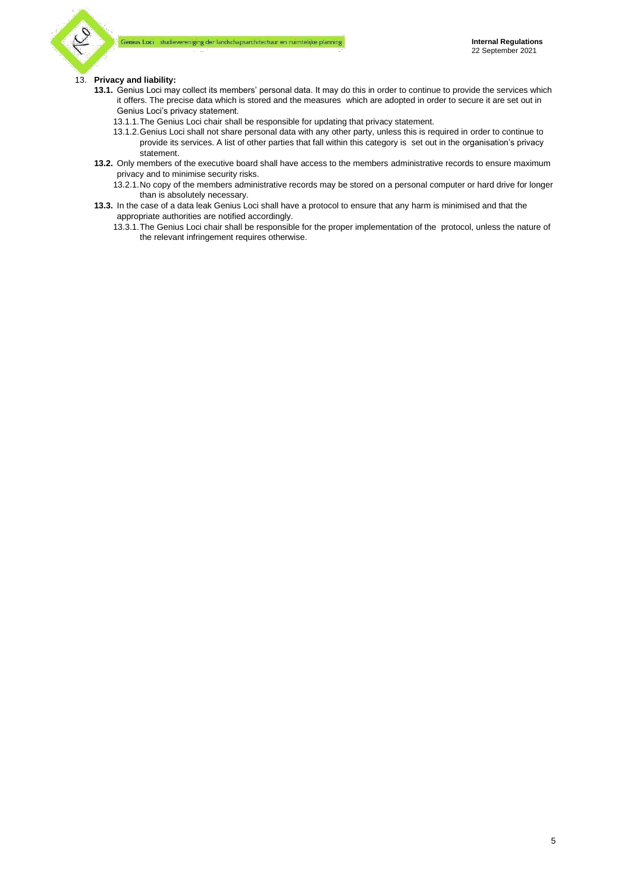13. **Privacy and liability:**

**13.1.** Genius Loci may collect its members' personal data. It may do this in order to continue to provide the services which it offers. The precise data which is stored and the measures which are adopted in order to secure it are set out in Genius Loci's privacy statement.

13.1.1. The Genius Loci chair shall be responsible for updating that privacy statement.

13.1.2. Genius Loci shall not share personal data with any other party, unless this is required in order to continue to provide its services. A list of other parties that fall within this category is set out in the organisation's privacy statement.

**13.2.** Only members of the executive board shall have access to the members administrative records to ensure maximum privacy and to minimise security risks.

13.2.1. No copy of the members administrative records may be stored on a personal computer or hard drive for longer than is absolutely necessary.

**13.3.** In the case of a data leak Genius Loci shall have a protocol to ensure that any harm is minimised and that the appropriate authorities are notified accordingly.

13.3.1. The Genius Loci chair shall be responsible for the proper implementation of the protocol, unless the nature of the relevant infringement requires otherwise.